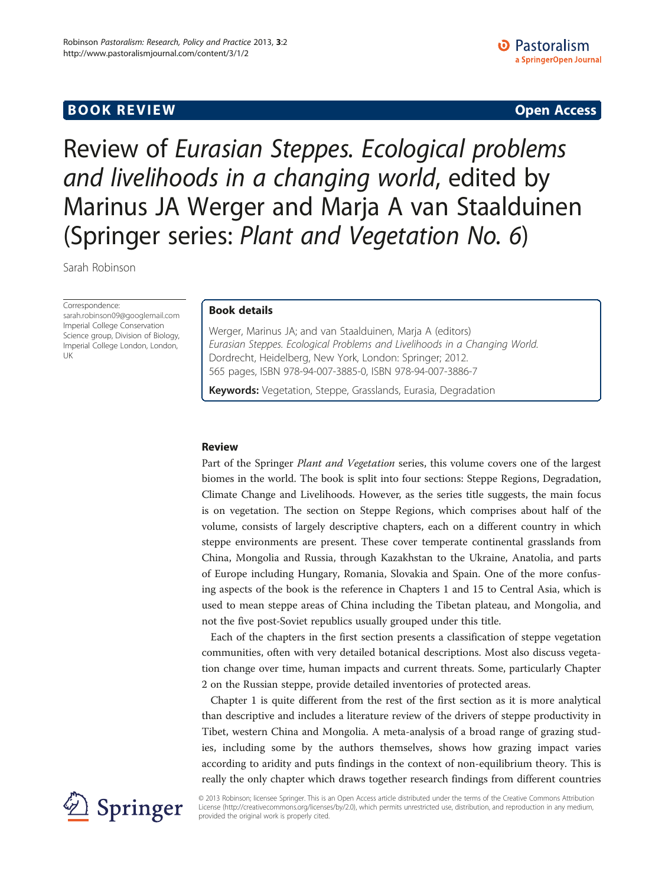BOOK REVIEW

Open Access

# Review of *Eurasian Steppes. Ecological problems and livelihoods in a changing world*, edited by Marinus JA Werger and Marja A van Staalduinen (Springer series: *Plant and Vegetation No. 6*)

Sarah Robinson

Correspondence: sarah.robinson09@googlemail.com
Imperial College Conservation Science group, Division of Biology, Imperial College London, London, UK

**Book details**

Werger, Marinus JA; and van Staalduinen, Marja A (editors)
*Eurasian Steppes. Ecological Problems and Livelihoods in a Changing World.*
Dordrecht, Heidelberg, New York, London: Springer; 2012.
565 pages, ISBN 978-94-007-3885-0, ISBN 978-94-007-3886-7

**Keywords:** Vegetation, Steppe, Grasslands, Eurasia, Degradation

## Review

Part of the Springer *Plant and Vegetation* series, this volume covers one of the largest biomes in the world. The book is split into four sections: Steppe Regions, Degradation, Climate Change and Livelihoods. However, as the series title suggests, the main focus is on vegetation. The section on Steppe Regions, which comprises about half of the volume, consists of largely descriptive chapters, each on a different country in which steppe environments are present. These cover temperate continental grasslands from China, Mongolia and Russia, through Kazakhstan to the Ukraine, Anatolia, and parts of Europe including Hungary, Romania, Slovakia and Spain. One of the more confusing aspects of the book is the reference in Chapters 1 and 15 to Central Asia, which is used to mean steppe areas of China including the Tibetan plateau, and Mongolia, and not the five post-Soviet republics usually grouped under this title.

Each of the chapters in the first section presents a classification of steppe vegetation communities, often with very detailed botanical descriptions. Most also discuss vegetation change over time, human impacts and current threats. Some, particularly Chapter 2 on the Russian steppe, provide detailed inventories of protected areas.

Chapter 1 is quite different from the rest of the first section as it is more analytical than descriptive and includes a literature review of the drivers of steppe productivity in Tibet, western China and Mongolia. A meta-analysis of a broad range of grazing studies, including some by the authors themselves, shows how grazing impact varies according to aridity and puts findings in the context of non-equilibrium theory. This is really the only chapter which draws together research findings from different countries

© 2013 Robinson; licensee Springer. This is an Open Access article distributed under the terms of the Creative Commons Attribution License (http://creativecommons.org/licenses/by/2.0), which permits unrestricted use, distribution, and reproduction in any medium, provided the original work is properly cited.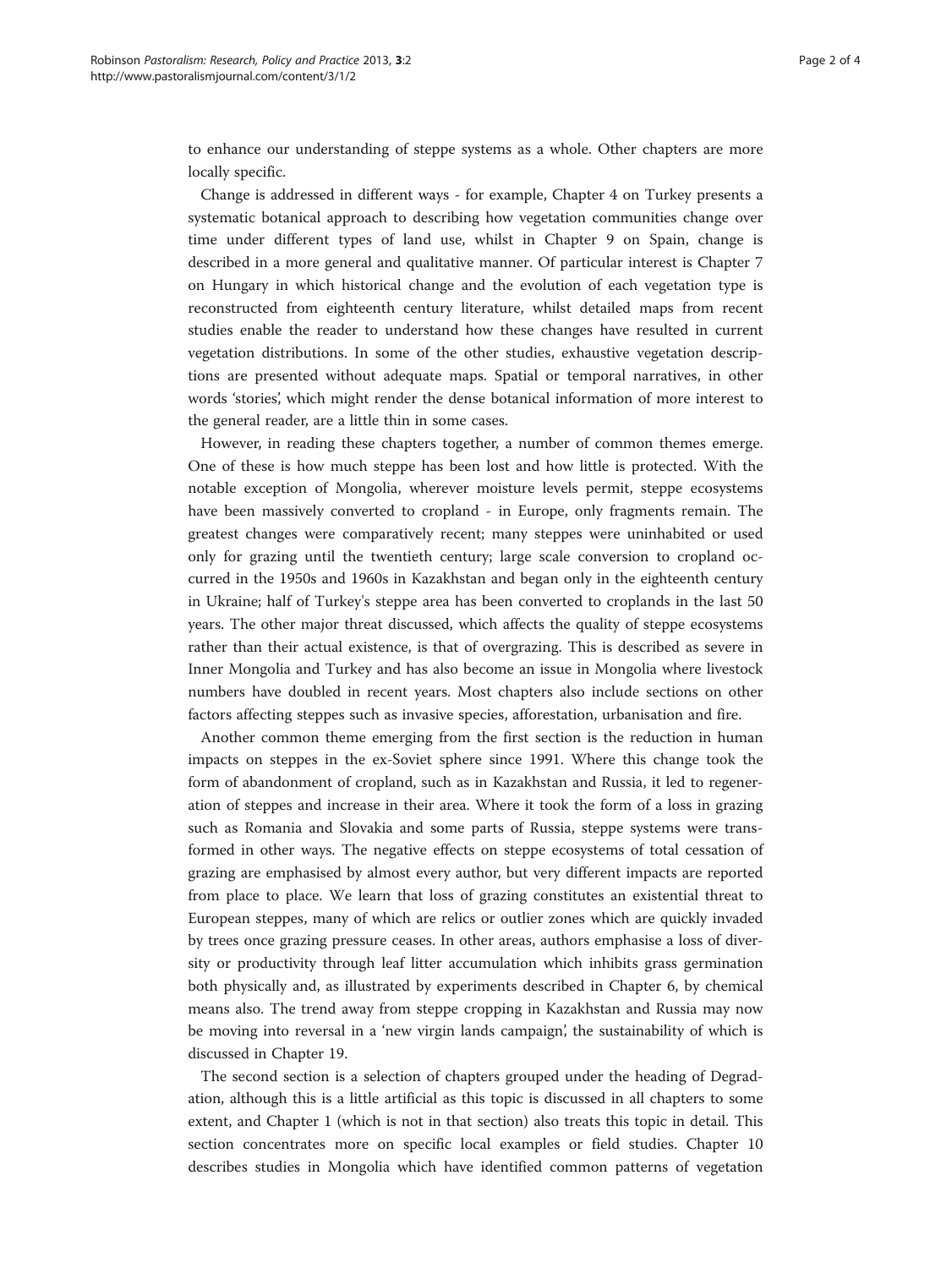to enhance our understanding of steppe systems as a whole. Other chapters are more locally specific.

Change is addressed in different ways - for example, Chapter 4 on Turkey presents a systematic botanical approach to describing how vegetation communities change over time under different types of land use, whilst in Chapter 9 on Spain, change is described in a more general and qualitative manner. Of particular interest is Chapter 7 on Hungary in which historical change and the evolution of each vegetation type is reconstructed from eighteenth century literature, whilst detailed maps from recent studies enable the reader to understand how these changes have resulted in current vegetation distributions. In some of the other studies, exhaustive vegetation descriptions are presented without adequate maps. Spatial or temporal narratives, in other words 'stories', which might render the dense botanical information of more interest to the general reader, are a little thin in some cases.

However, in reading these chapters together, a number of common themes emerge. One of these is how much steppe has been lost and how little is protected. With the notable exception of Mongolia, wherever moisture levels permit, steppe ecosystems have been massively converted to cropland - in Europe, only fragments remain. The greatest changes were comparatively recent; many steppes were uninhabited or used only for grazing until the twentieth century; large scale conversion to cropland occurred in the 1950s and 1960s in Kazakhstan and began only in the eighteenth century in Ukraine; half of Turkey's steppe area has been converted to croplands in the last 50 years. The other major threat discussed, which affects the quality of steppe ecosystems rather than their actual existence, is that of overgrazing. This is described as severe in Inner Mongolia and Turkey and has also become an issue in Mongolia where livestock numbers have doubled in recent years. Most chapters also include sections on other factors affecting steppes such as invasive species, afforestation, urbanisation and fire.

Another common theme emerging from the first section is the reduction in human impacts on steppes in the ex-Soviet sphere since 1991. Where this change took the form of abandonment of cropland, such as in Kazakhstan and Russia, it led to regeneration of steppes and increase in their area. Where it took the form of a loss in grazing such as Romania and Slovakia and some parts of Russia, steppe systems were transformed in other ways. The negative effects on steppe ecosystems of total cessation of grazing are emphasised by almost every author, but very different impacts are reported from place to place. We learn that loss of grazing constitutes an existential threat to European steppes, many of which are relics or outlier zones which are quickly invaded by trees once grazing pressure ceases. In other areas, authors emphasise a loss of diversity or productivity through leaf litter accumulation which inhibits grass germination both physically and, as illustrated by experiments described in Chapter 6, by chemical means also. The trend away from steppe cropping in Kazakhstan and Russia may now be moving into reversal in a 'new virgin lands campaign', the sustainability of which is discussed in Chapter 19.

The second section is a selection of chapters grouped under the heading of Degradation, although this is a little artificial as this topic is discussed in all chapters to some extent, and Chapter 1 (which is not in that section) also treats this topic in detail. This section concentrates more on specific local examples or field studies. Chapter 10 describes studies in Mongolia which have identified common patterns of vegetation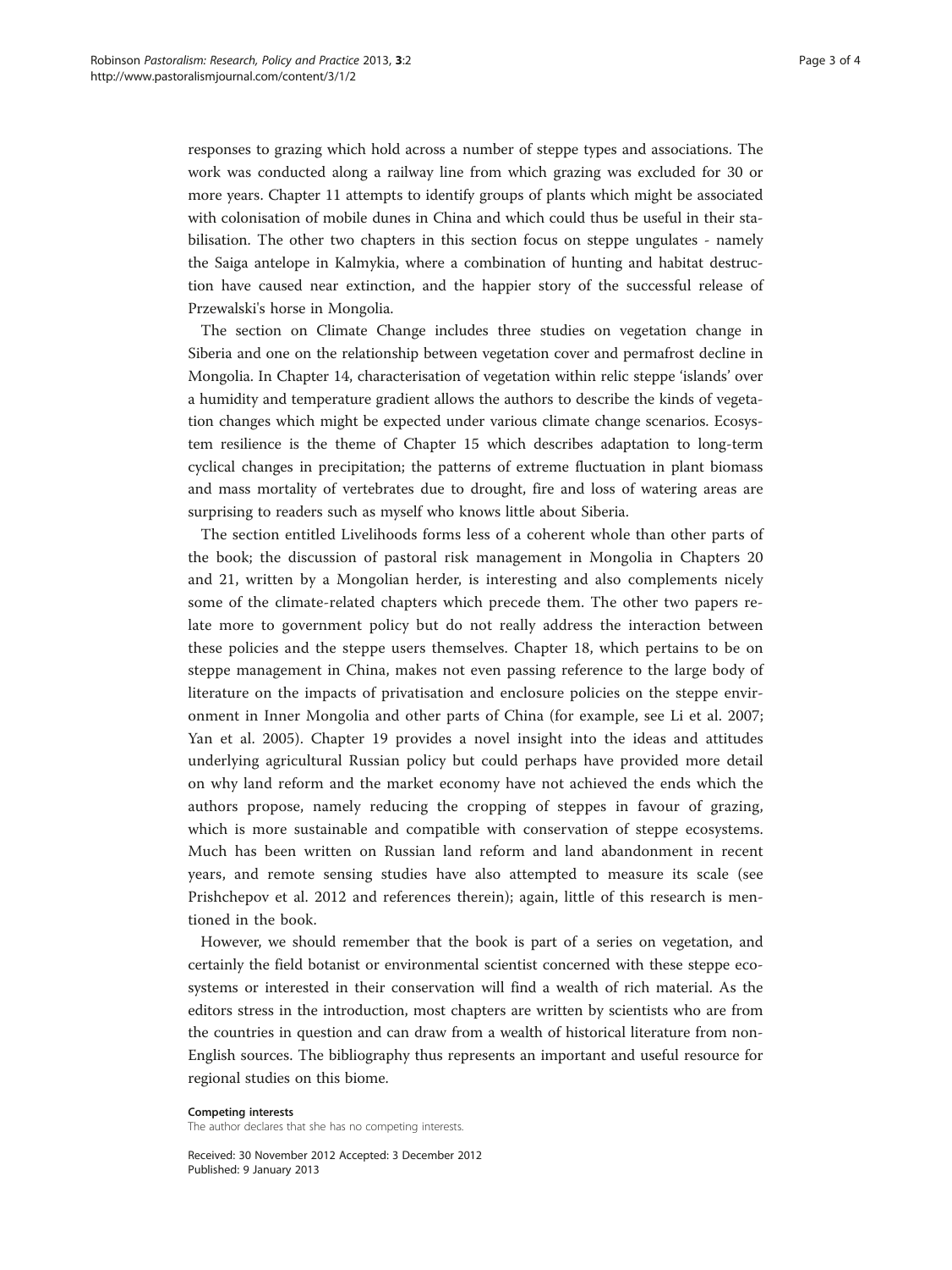responses to grazing which hold across a number of steppe types and associations. The work was conducted along a railway line from which grazing was excluded for 30 or more years. Chapter 11 attempts to identify groups of plants which might be associated with colonisation of mobile dunes in China and which could thus be useful in their stabilisation. The other two chapters in this section focus on steppe ungulates - namely the Saiga antelope in Kalmykia, where a combination of hunting and habitat destruction have caused near extinction, and the happier story of the successful release of Przewalski's horse in Mongolia.

The section on Climate Change includes three studies on vegetation change in Siberia and one on the relationship between vegetation cover and permafrost decline in Mongolia. In Chapter 14, characterisation of vegetation within relic steppe 'islands' over a humidity and temperature gradient allows the authors to describe the kinds of vegetation changes which might be expected under various climate change scenarios. Ecosystem resilience is the theme of Chapter 15 which describes adaptation to long-term cyclical changes in precipitation; the patterns of extreme fluctuation in plant biomass and mass mortality of vertebrates due to drought, fire and loss of watering areas are surprising to readers such as myself who knows little about Siberia.

The section entitled Livelihoods forms less of a coherent whole than other parts of the book; the discussion of pastoral risk management in Mongolia in Chapters 20 and 21, written by a Mongolian herder, is interesting and also complements nicely some of the climate-related chapters which precede them. The other two papers relate more to government policy but do not really address the interaction between these policies and the steppe users themselves. Chapter 18, which pertains to be on steppe management in China, makes not even passing reference to the large body of literature on the impacts of privatisation and enclosure policies on the steppe environment in Inner Mongolia and other parts of China (for example, see Li et al. 2007; Yan et al. 2005). Chapter 19 provides a novel insight into the ideas and attitudes underlying agricultural Russian policy but could perhaps have provided more detail on why land reform and the market economy have not achieved the ends which the authors propose, namely reducing the cropping of steppes in favour of grazing, which is more sustainable and compatible with conservation of steppe ecosystems. Much has been written on Russian land reform and land abandonment in recent years, and remote sensing studies have also attempted to measure its scale (see Prishchepov et al. 2012 and references therein); again, little of this research is mentioned in the book.

However, we should remember that the book is part of a series on vegetation, and certainly the field botanist or environmental scientist concerned with these steppe ecosystems or interested in their conservation will find a wealth of rich material. As the editors stress in the introduction, most chapters are written by scientists who are from the countries in question and can draw from a wealth of historical literature from non-English sources. The bibliography thus represents an important and useful resource for regional studies on this biome.

#### Competing interests

The author declares that she has no competing interests.

Received: 30 November 2012 Accepted: 3 December 2012
Published: 9 January 2013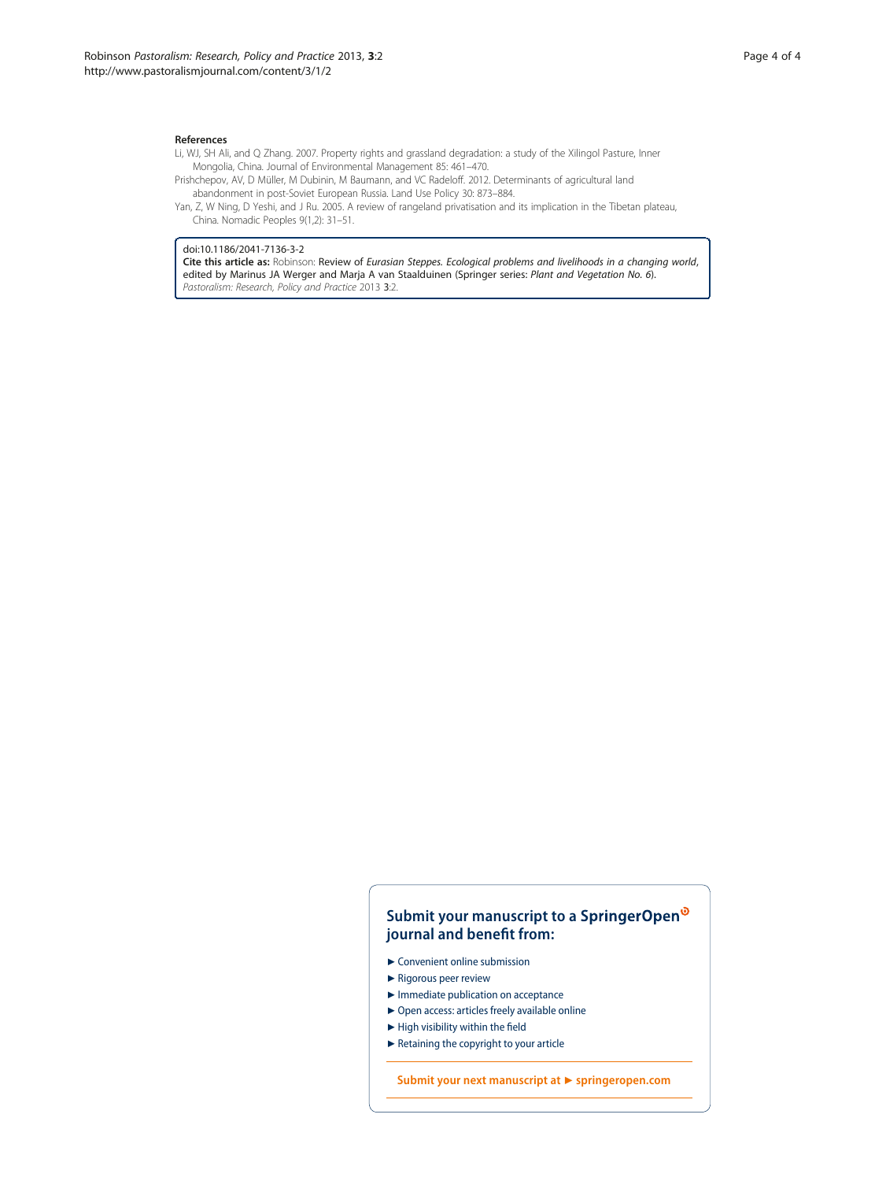### References

Li, WJ, SH Ali, and Q Zhang. 2007. Property rights and grassland degradation: a study of the Xilingol Pasture, Inner Mongolia, China. Journal of Environmental Management 85: 461–470.

Prishchepov, AV, D Müller, M Dubinin, M Baumann, and VC Radeloff. 2012. Determinants of agricultural land abandonment in post-Soviet European Russia. Land Use Policy 30: 873–884.

Yan, Z, W Ning, D Yeshi, and J Ru. 2005. A review of rangeland privatisation and its implication in the Tibetan plateau, China. Nomadic Peoples 9(1,2): 31–51.

doi:10.1186/2041-7136-3-2

**Cite this article as:** Robinson: Review of *Eurasian Steppes. Ecological problems and livelihoods in a changing world*, edited by Marinus JA Werger and Marja A van Staalduinen (Springer series: *Plant and Vegetation No. 6*). *Pastoralism: Research, Policy and Practice* 2013 **3**:2.

**Submit your manuscript to a SpringerOpen journal and benefit from:**

- ► Convenient online submission
- ► Rigorous peer review
- ► Immediate publication on acceptance
- ► Open access: articles freely available online
- ► High visibility within the field
- ► Retaining the copyright to your article

**Submit your next manuscript at ► springeropen.com**